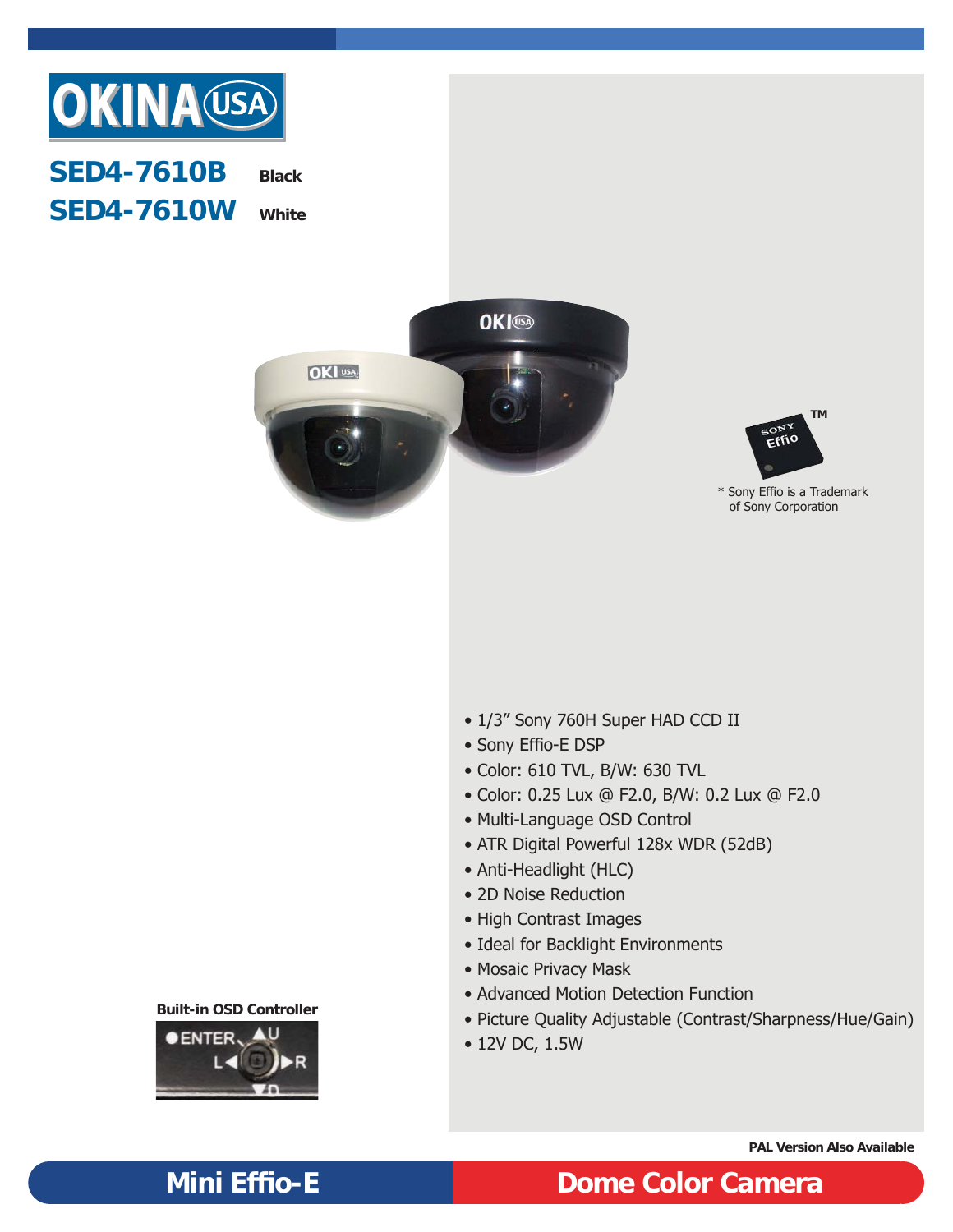# OKINA USA

## SED4-7610B Black
## SED4-7610W White

* Sony Effio is a Trademark of Sony Corporation

- 1/3" Sony 760H Super HAD CCD II
- Sony Effio-E DSP
- Color: 610 TVL, B/W: 630 TVL
- Color: 0.25 Lux @ F2.0, B/W: 0.2 Lux @ F2.0
- Multi-Language OSD Control
- ATR Digital Powerful 128x WDR (52dB)
- Anti-Headlight (HLC)
- 2D Noise Reduction
- High Contrast Images
- Ideal for Backlight Environments
- Mosaic Privacy Mask
- Advanced Motion Detection Function
- Picture Quality Adjustable (Contrast/Sharpness/Hue/Gain)
- 12V DC, 1.5W

**Built-in OSD Controller**

**PAL Version Also Available**

## Mini Effio-E Dome Color Camera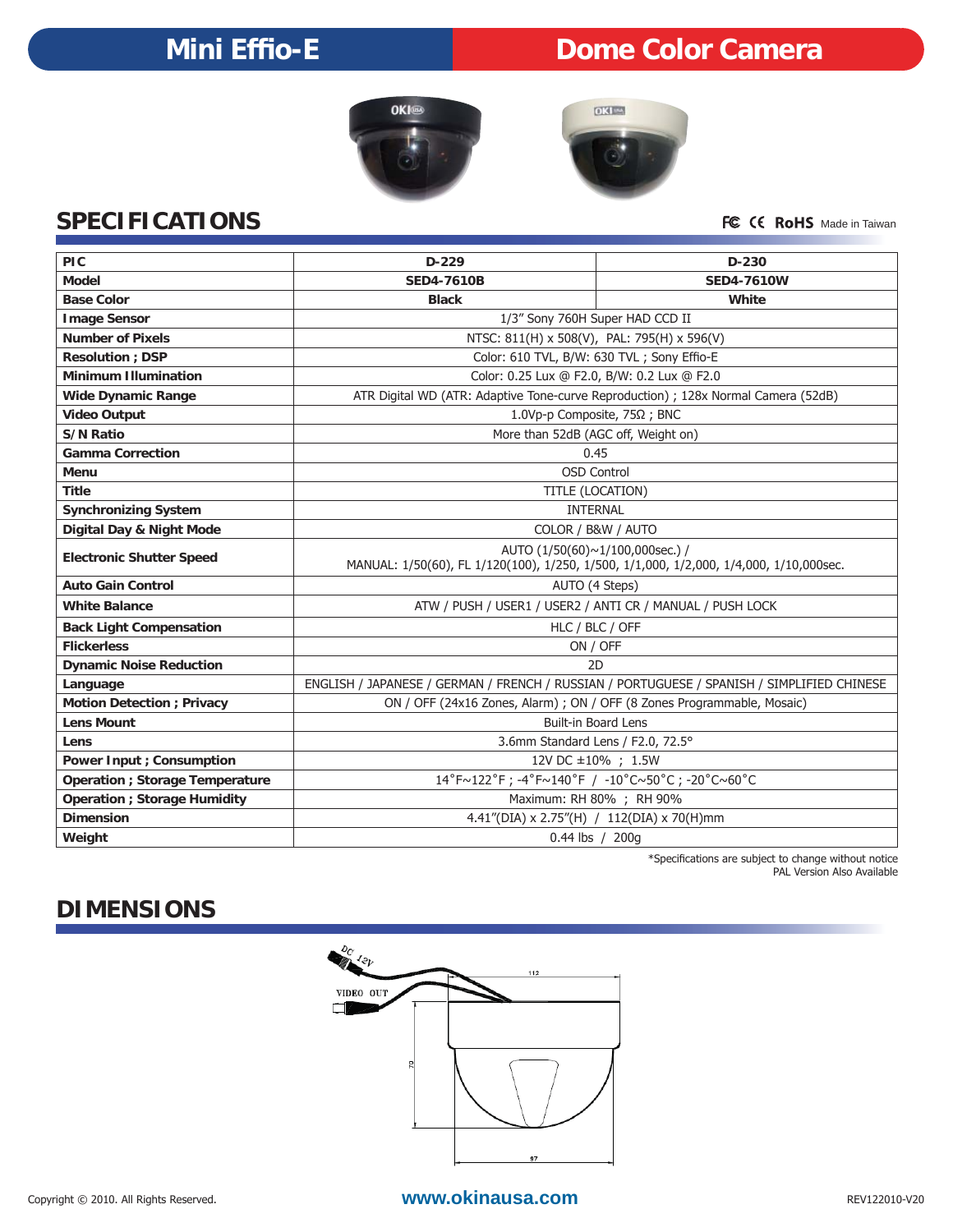# Mini Effio-E Dome Color Camera

## SPECIFICATIONS

FC CE RoHS Made in Taiwan

| PIC | D-229 | D-230 |
|---|---|---|
| Model | SED4-7610B | SED4-7610W |
| Base Color | Black | White |
| Image Sensor | 1/3" Sony 760H Super HAD CCD II | |
| Number of Pixels | NTSC: 811(H) x 508(V), PAL: 795(H) x 596(V) | |
| Resolution ; DSP | Color: 610 TVL, B/W: 630 TVL ; Sony Effio-E | |
| Minimum Illumination | Color: 0.25 Lux @ F2.0, B/W: 0.2 Lux @ F2.0 | |
| Wide Dynamic Range | ATR Digital WD (ATR: Adaptive Tone-curve Reproduction) ; 128x Normal Camera (52dB) | |
| Video Output | 1.0Vp-p Composite, 75Ω ; BNC | |
| S/N Ratio | More than 52dB (AGC off, Weight on) | |
| Gamma Correction | 0.45 | |
| Menu | OSD Control | |
| Title | TITLE (LOCATION) | |
| Synchronizing System | INTERNAL | |
| Digital Day & Night Mode | COLOR / B&W / AUTO | |
| Electronic Shutter Speed | AUTO (1/50(60)~1/100,000sec.) / MANUAL: 1/50(60), FL 1/120(100), 1/250, 1/500, 1/1,000, 1/2,000, 1/4,000, 1/10,000sec. | |
| Auto Gain Control | AUTO (4 Steps) | |
| White Balance | ATW / PUSH / USER1 / USER2 / ANTI CR / MANUAL / PUSH LOCK | |
| Back Light Compensation | HLC / BLC / OFF | |
| Flickerless | ON / OFF | |
| Dynamic Noise Reduction | 2D | |
| Language | ENGLISH / JAPANESE / GERMAN / FRENCH / RUSSIAN / PORTUGUESE / SPANISH / SIMPLIFIED CHINESE | |
| Motion Detection ; Privacy | ON / OFF (24x16 Zones, Alarm) ; ON / OFF (8 Zones Programmable, Mosaic) | |
| Lens Mount | Built-in Board Lens | |
| Lens | 3.6mm Standard Lens / F2.0, 72.5° | |
| Power Input ; Consumption | 12V DC ±10% ; 1.5W | |
| Operation ; Storage Temperature | 14°F~122°F ; -4°F~140°F / -10°C~50°C ; -20°C~60°C | |
| Operation ; Storage Humidity | Maximum: RH 80% ; RH 90% | |
| Dimension | 4.41"(DIA) x 2.75"(H) / 112(DIA) x 70(H)mm | |
| Weight | 0.44 lbs / 200g | |

*Specifications are subject to change without notice
PAL Version Also Available

## DIMENSIONS

DC 12V
VIDEO OUT
112
70
87

Copyright © 2010. All Rights Reserved. www.okinausa.com REV122010-V20